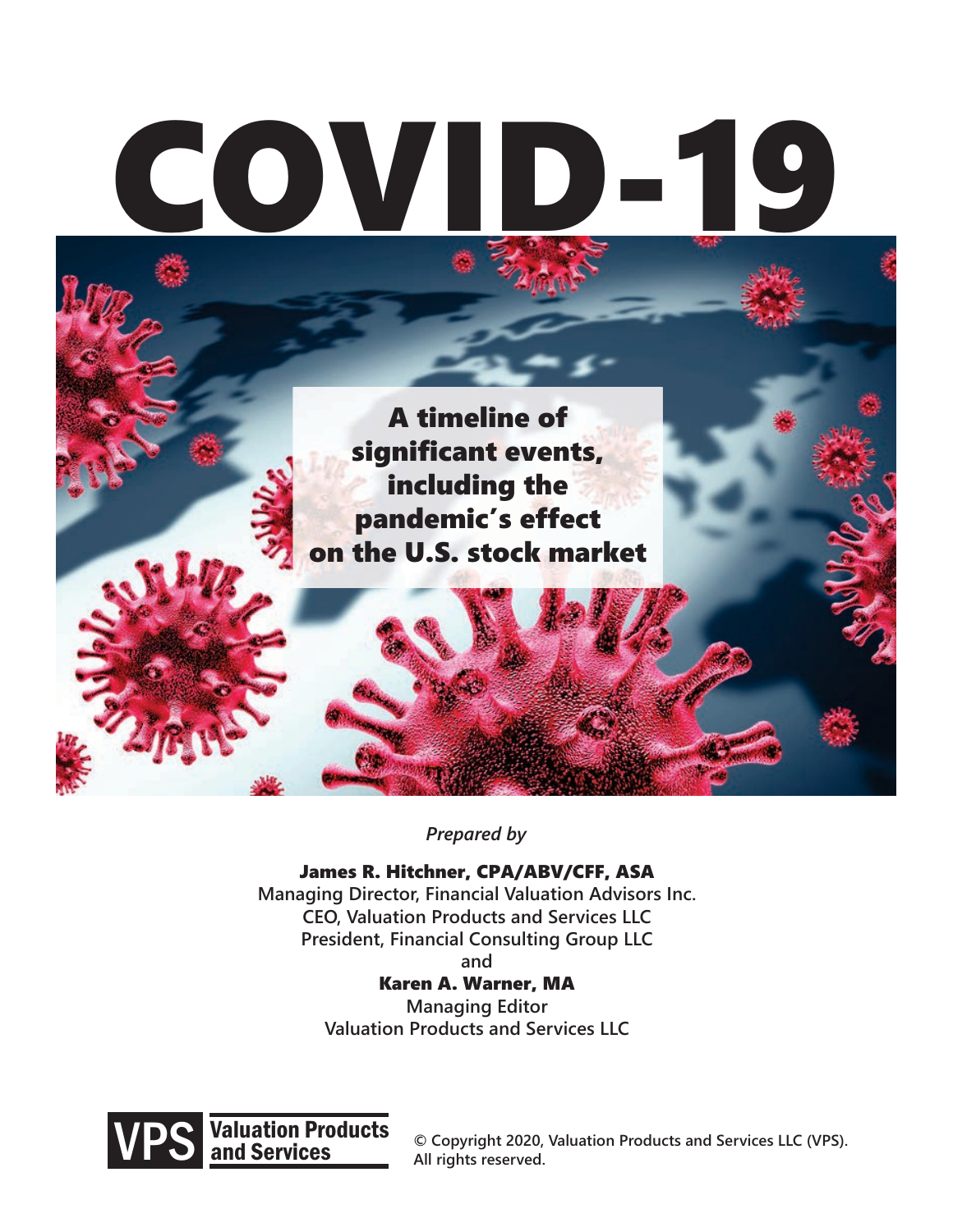# COVID-19

## A timeline of significant events, including the pandemic's effect on the U.S. stock market

*Prepared by*

**James R. Hitchner, CPA/ABV/CFF, ASA**
Managing Director, Financial Valuation Advisors Inc.
CEO, Valuation Products and Services LLC
President, Financial Consulting Group LLC
and
**Karen A. Warner, MA**
Managing Editor
Valuation Products and Services LLC

VPS Valuation Products and Services

© Copyright 2020, Valuation Products and Services LLC (VPS). All rights reserved.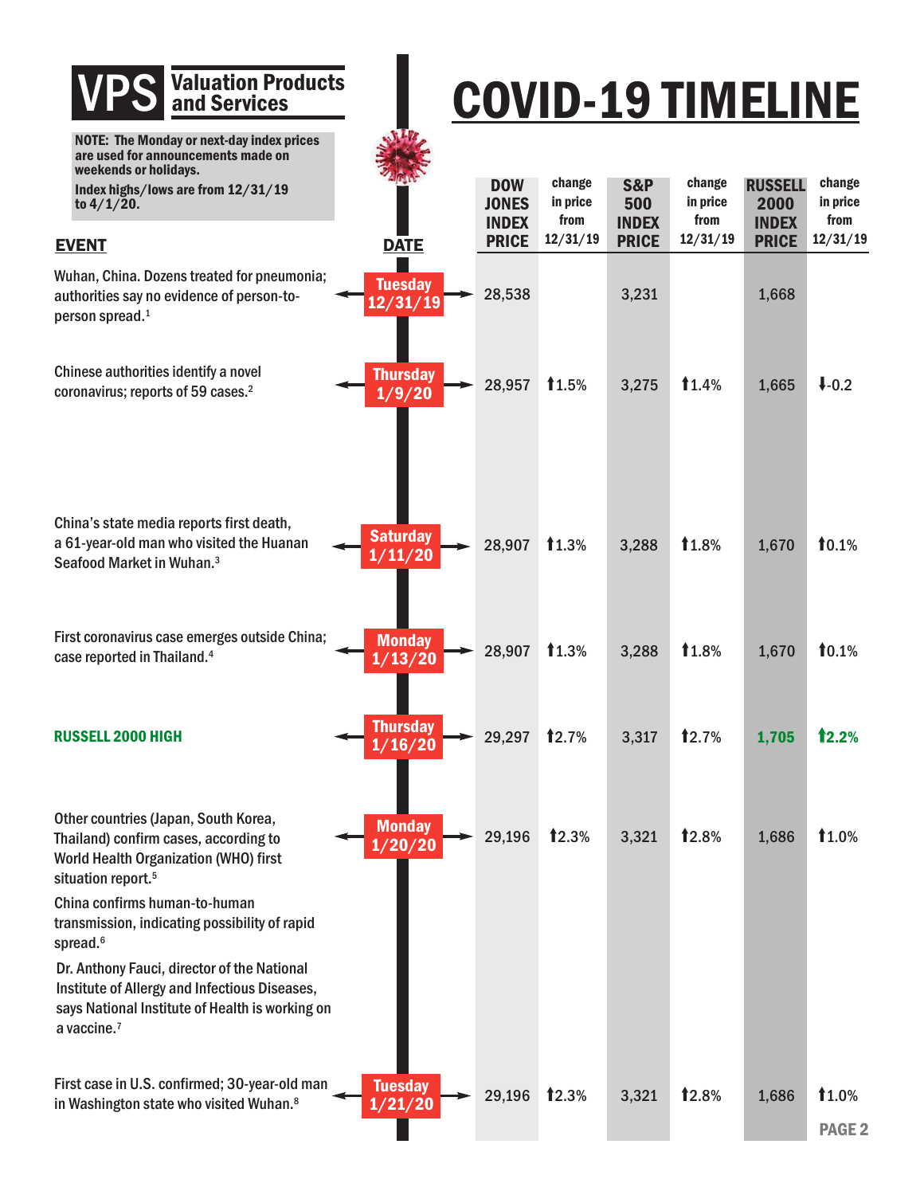**VPS Valuation Products and Services**

**NOTE: The Monday or next-day index prices are used for announcements made on weekends or holidays.**

**Index highs/lows are from 12/31/19 to 4/1/20.**

# COVID-19 TIMELINE

| EVENT | DATE | DOW JONES INDEX PRICE | change in price from 12/31/19 | S&P 500 INDEX PRICE | change in price from 12/31/19 | RUSSELL 2000 INDEX PRICE | change in price from 12/31/19 |
|---|---|---|---|---|---|---|---|
| Wuhan, China. Dozens treated for pneumonia; authorities say no evidence of person-to-person spread.[1] | Tuesday 12/31/19 | 28,538 | | 3,231 | | 1,668 | |
| Chinese authorities identify a novel coronavirus; reports of 59 cases.[2] | Thursday 1/9/20 | 28,957 | ⬆1.5% | 3,275 | ⬆1.4% | 1,665 | ⬇-0.2 |
| China's state media reports first death, a 61-year-old man who visited the Huanan Seafood Market in Wuhan.[3] | Saturday 1/11/20 | 28,907 | ⬆1.3% | 3,288 | ⬆1.8% | 1,670 | ⬆0.1% |
| First coronavirus case emerges outside China; case reported in Thailand.[4] | Monday 1/13/20 | 28,907 | ⬆1.3% | 3,288 | ⬆1.8% | 1,670 | ⬆0.1% |
| **RUSSELL 2000 HIGH** | Thursday 1/16/20 | 29,297 | ⬆2.7% | 3,317 | ⬆2.7% | **1,705** | **⬆2.2%** |
| Other countries (Japan, South Korea, Thailand) confirm cases, according to World Health Organization (WHO) first situation report.[5] China confirms human-to-human transmission, indicating possibility of rapid spread.[6] Dr. Anthony Fauci, director of the National Institute of Allergy and Infectious Diseases, says National Institute of Health is working on a vaccine.[7] | Monday 1/20/20 | 29,196 | ⬆2.3% | 3,321 | ⬆2.8% | 1,686 | ⬆1.0% |
| First case in U.S. confirmed; 30-year-old man in Washington state who visited Wuhan.[8] | Tuesday 1/21/20 | 29,196 | ⬆2.3% | 3,321 | ⬆2.8% | 1,686 | ⬆1.0% |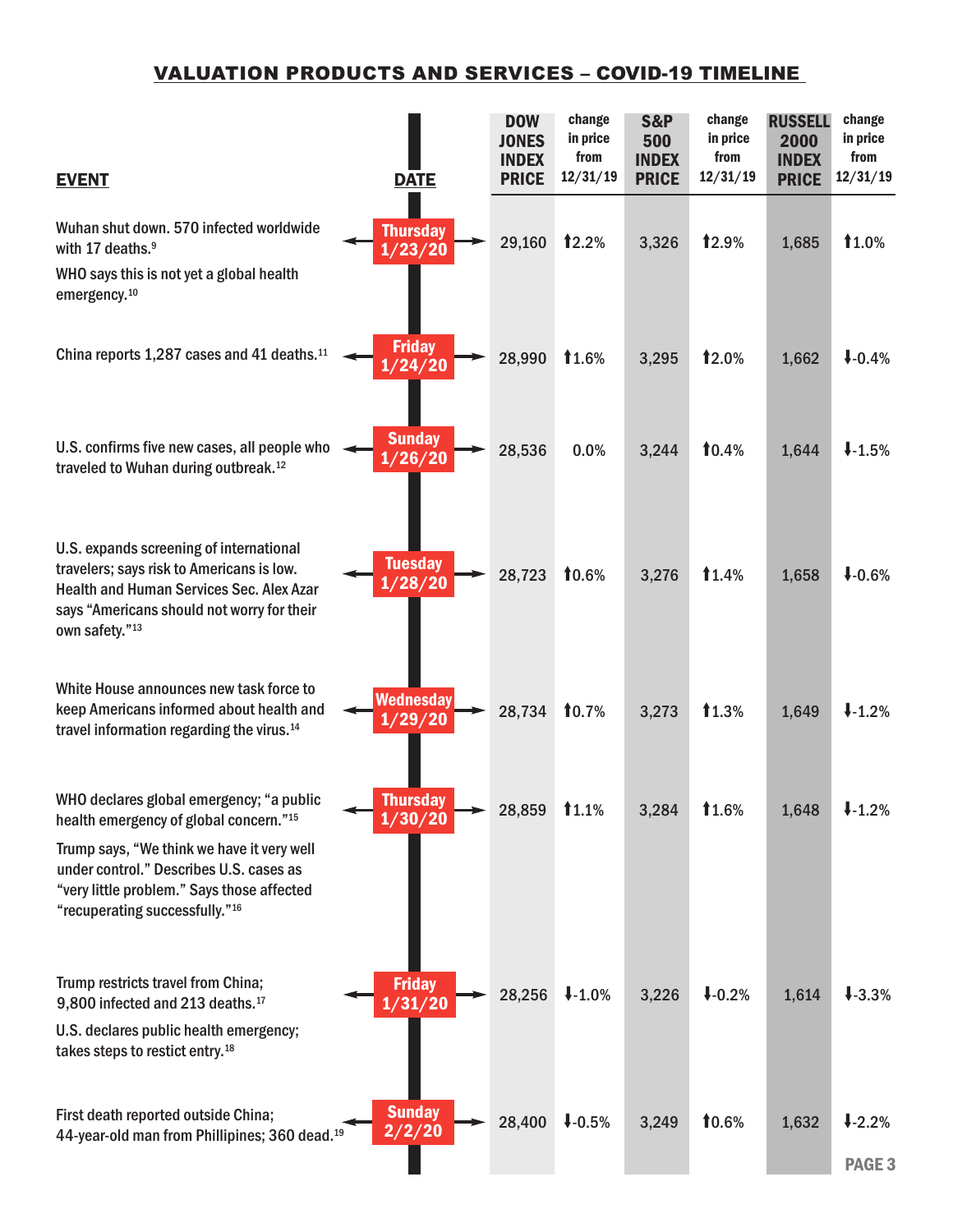# VALUATION PRODUCTS AND SERVICES – COVID-19 TIMELINE

| EVENT | DATE | DOW JONES INDEX PRICE | change in price from 12/31/19 | S&P 500 INDEX PRICE | change in price from 12/31/19 | RUSSELL 2000 INDEX PRICE | change in price from 12/31/19 |
|---|---|---|---|---|---|---|---|
| Wuhan shut down. 570 infected worldwide with 17 deaths.[9] WHO says this is not yet a global health emergency.[10] | Thursday 1/23/20 | 29,160 | ⬆2.2% | 3,326 | ⬆2.9% | 1,685 | ⬆1.0% |
| China reports 1,287 cases and 41 deaths.[11] | Friday 1/24/20 | 28,990 | ⬆1.6% | 3,295 | ⬆2.0% | 1,662 | ⬇-0.4% |
| U.S. confirms five new cases, all people who traveled to Wuhan during outbreak.[12] | Sunday 1/26/20 | 28,536 | 0.0% | 3,244 | ⬆0.4% | 1,644 | ⬇-1.5% |
| U.S. expands screening of international travelers; says risk to Americans is low. Health and Human Services Sec. Alex Azar says "Americans should not worry for their own safety."[13] | Tuesday 1/28/20 | 28,723 | ⬆0.6% | 3,276 | ⬆1.4% | 1,658 | ⬇-0.6% |
| White House announces new task force to keep Americans informed about health and travel information regarding the virus.[14] | Wednesday 1/29/20 | 28,734 | ⬆0.7% | 3,273 | ⬆1.3% | 1,649 | ⬇-1.2% |
| WHO declares global emergency; "a public health emergency of global concern."[15] Trump says, "We think we have it very well under control." Describes U.S. cases as "very little problem." Says those affected "recuperating successfully."[16] | Thursday 1/30/20 | 28,859 | ⬆1.1% | 3,284 | ⬆1.6% | 1,648 | ⬇-1.2% |
| Trump restricts travel from China; 9,800 infected and 213 deaths.[17] U.S. declares public health emergency; takes steps to restict entry.[18] | Friday 1/31/20 | 28,256 | ⬇-1.0% | 3,226 | ⬇-0.2% | 1,614 | ⬇-3.3% |
| First death reported outside China; 44-year-old man from Phillipines; 360 dead.[19] | Sunday 2/2/20 | 28,400 | ⬇-0.5% | 3,249 | ⬆0.6% | 1,632 | ⬇-2.2% |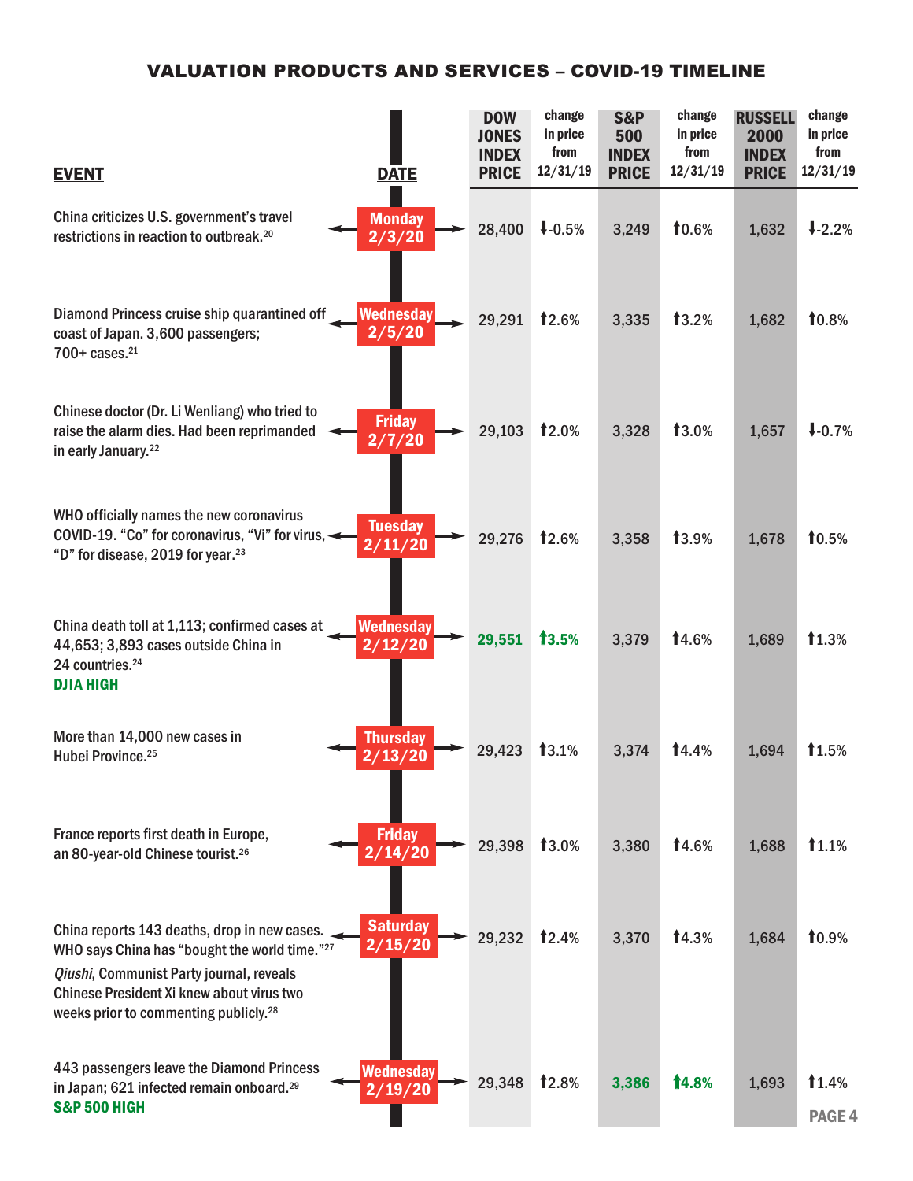## VALUATION PRODUCTS AND SERVICES – COVID-19 TIMELINE

| EVENT | DATE | DOW JONES INDEX PRICE | change in price from 12/31/19 | S&P 500 INDEX PRICE | change in price from 12/31/19 | RUSSELL 2000 INDEX PRICE | change in price from 12/31/19 |
|---|---|---|---|---|---|---|---|
| China criticizes U.S. government's travel restrictions in reaction to outbreak.[20] | Monday 2/3/20 | 28,400 | ↓-0.5% | 3,249 | ↑0.6% | 1,632 | ↓-2.2% |
| Diamond Princess cruise ship quarantined off coast of Japan. 3,600 passengers; 700+ cases.[21] | Wednesday 2/5/20 | 29,291 | ↑2.6% | 3,335 | ↑3.2% | 1,682 | ↑0.8% |
| Chinese doctor (Dr. Li Wenliang) who tried to raise the alarm dies. Had been reprimanded in early January.[22] | Friday 2/7/20 | 29,103 | ↑2.0% | 3,328 | ↑3.0% | 1,657 | ↓-0.7% |
| WHO officially names the new coronavirus COVID-19. "Co" for coronavirus, "Vi" for virus, "D" for disease, 2019 for year.[23] | Tuesday 2/11/20 | 29,276 | ↑2.6% | 3,358 | ↑3.9% | 1,678 | ↑0.5% |
| China death toll at 1,113; confirmed cases at 44,653; 3,893 cases outside China in 24 countries.[24] **DJIA HIGH** | Wednesday 2/12/20 | **29,551** | **↑3.5%** | 3,379 | ↑4.6% | 1,689 | ↑1.3% |
| More than 14,000 new cases in Hubei Province.[25] | Thursday 2/13/20 | 29,423 | ↑3.1% | 3,374 | ↑4.4% | 1,694 | ↑1.5% |
| France reports first death in Europe, an 80-year-old Chinese tourist.[26] | Friday 2/14/20 | 29,398 | ↑3.0% | 3,380 | ↑4.6% | 1,688 | ↑1.1% |
| China reports 143 deaths, drop in new cases. WHO says China has "bought the world time."[27] *Qiushi*, Communist Party journal, reveals Chinese President Xi knew about virus two weeks prior to commenting publicly.[28] | Saturday 2/15/20 | 29,232 | ↑2.4% | 3,370 | ↑4.3% | 1,684 | ↑0.9% |
| 443 passengers leave the Diamond Princess in Japan; 621 infected remain onboard.[29] **S&P 500 HIGH** | Wednesday 2/19/20 | 29,348 | ↑2.8% | **3,386** | **↑4.8%** | 1,693 | ↑1.4% |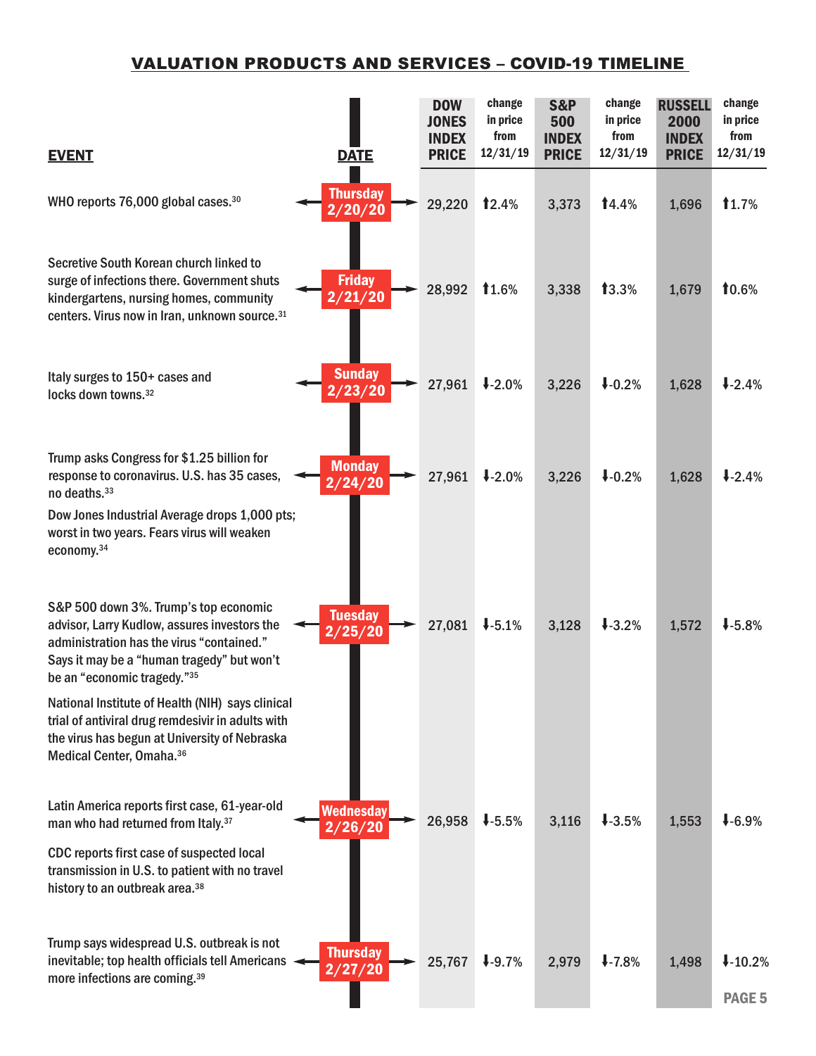## VALUATION PRODUCTS AND SERVICES – COVID-19 TIMELINE

| EVENT | DATE | DOW JONES INDEX PRICE | change in price from 12/31/19 | S&P 500 INDEX PRICE | change in price from 12/31/19 | RUSSELL 2000 INDEX PRICE | change in price from 12/31/19 |
|---|---|---|---|---|---|---|---|
| WHO reports 76,000 global cases.[30] | Thursday 2/20/20 | 29,220 | ⬆2.4% | 3,373 | ⬆4.4% | 1,696 | ⬆1.7% |
| Secretive South Korean church linked to surge of infections there. Government shuts kindergartens, nursing homes, community centers. Virus now in Iran, unknown source.[31] | Friday 2/21/20 | 28,992 | ⬆1.6% | 3,338 | ⬆3.3% | 1,679 | ⬆0.6% |
| Italy surges to 150+ cases and locks down towns.[32] | Sunday 2/23/20 | 27,961 | ⬇-2.0% | 3,226 | ⬇-0.2% | 1,628 | ⬇-2.4% |
| Trump asks Congress for $1.25 billion for response to coronavirus. U.S. has 35 cases, no deaths.[33] Dow Jones Industrial Average drops 1,000 pts; worst in two years. Fears virus will weaken economy.[34] | Monday 2/24/20 | 27,961 | ⬇-2.0% | 3,226 | ⬇-0.2% | 1,628 | ⬇-2.4% |
| S&P 500 down 3%. Trump's top economic advisor, Larry Kudlow, assures investors the administration has the virus "contained." Says it may be a "human tragedy" but won't be an "economic tragedy."[35] National Institute of Health (NIH) says clinical trial of antiviral drug remdesivir in adults with the virus has begun at University of Nebraska Medical Center, Omaha.[36] | Tuesday 2/25/20 | 27,081 | ⬇-5.1% | 3,128 | ⬇-3.2% | 1,572 | ⬇-5.8% |
| Latin America reports first case, 61-year-old man who had returned from Italy.[37] CDC reports first case of suspected local transmission in U.S. to patient with no travel history to an outbreak area.[38] | Wednesday 2/26/20 | 26,958 | ⬇-5.5% | 3,116 | ⬇-3.5% | 1,553 | ⬇-6.9% |
| Trump says widespread U.S. outbreak is not inevitable; top health officials tell Americans more infections are coming.[39] | Thursday 2/27/20 | 25,767 | ⬇-9.7% | 2,979 | ⬇-7.8% | 1,498 | ⬇-10.2% |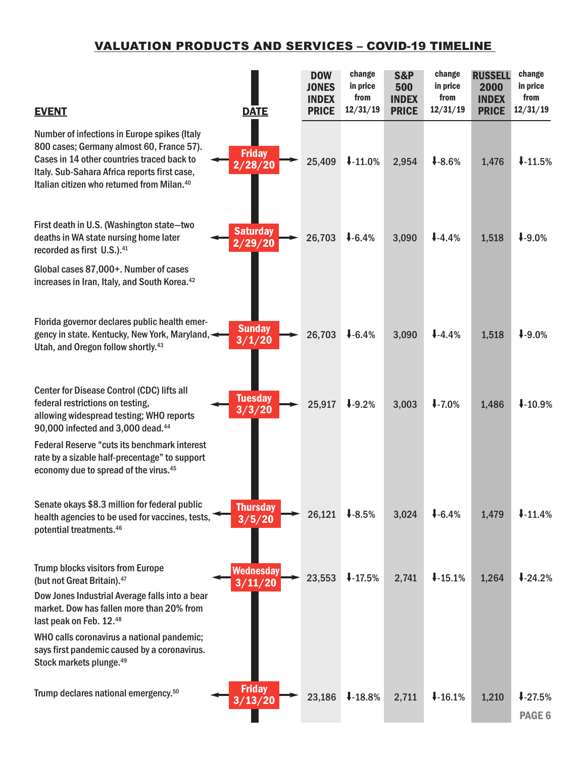## VALUATION PRODUCTS AND SERVICES – COVID-19 TIMELINE

| EVENT | DATE | DOW JONES INDEX PRICE | change in price from 12/31/19 | S&P 500 INDEX PRICE | change in price from 12/31/19 | RUSSELL 2000 INDEX PRICE | change in price from 12/31/19 |
|---|---|---|---|---|---|---|---|
| Number of infections in Europe spikes (Italy 800 cases; Germany almost 60, France 57). Cases in 14 other countries traced back to Italy. Sub-Sahara Africa reports first case, Italian citizen who returned from Milan.[40] | Friday 2/28/20 | 25,409 | ↓-11.0% | 2,954 | ↓-8.6% | 1,476 | ↓-11.5% |
| First death in U.S. (Washington state—two deaths in WA state nursing home later recorded as first U.S.).[41] Global cases 87,000+. Number of cases increases in Iran, Italy, and South Korea.[42] | Saturday 2/29/20 | 26,703 | ↓-6.4% | 3,090 | ↓-4.4% | 1,518 | ↓-9.0% |
| Florida governor declares public health emergency in state. Kentucky, New York, Maryland, Utah, and Oregon follow shortly.[43] | Sunday 3/1/20 | 26,703 | ↓-6.4% | 3,090 | ↓-4.4% | 1,518 | ↓-9.0% |
| Center for Disease Control (CDC) lifts all federal restrictions on testing, allowing widespread testing; WHO reports 90,000 infected and 3,000 dead.[44] Federal Reserve "cuts its benchmark interest rate by a sizable half-precentage" to support economy due to spread of the virus.[45] | Tuesday 3/3/20 | 25,917 | ↓-9.2% | 3,003 | ↓-7.0% | 1,486 | ↓-10.9% |
| Senate okays $8.3 million for federal public health agencies to be used for vaccines, tests, potential treatments.[46] | Thursday 3/5/20 | 26,121 | ↓-8.5% | 3,024 | ↓-6.4% | 1,479 | ↓-11.4% |
| Trump blocks visitors from Europe (but not Great Britain).[47] Dow Jones Industrial Average falls into a bear market. Dow has fallen more than 20% from last peak on Feb. 12.[48] WHO calls coronavirus a national pandemic; says first pandemic caused by a coronavirus. Stock markets plunge.[49] | Wednesday 3/11/20 | 23,553 | ↓-17.5% | 2,741 | ↓-15.1% | 1,264 | ↓-24.2% |
| Trump declares national emergency.[50] | Friday 3/13/20 | 23,186 | ↓-18.8% | 2,711 | ↓-16.1% | 1,210 | ↓-27.5% |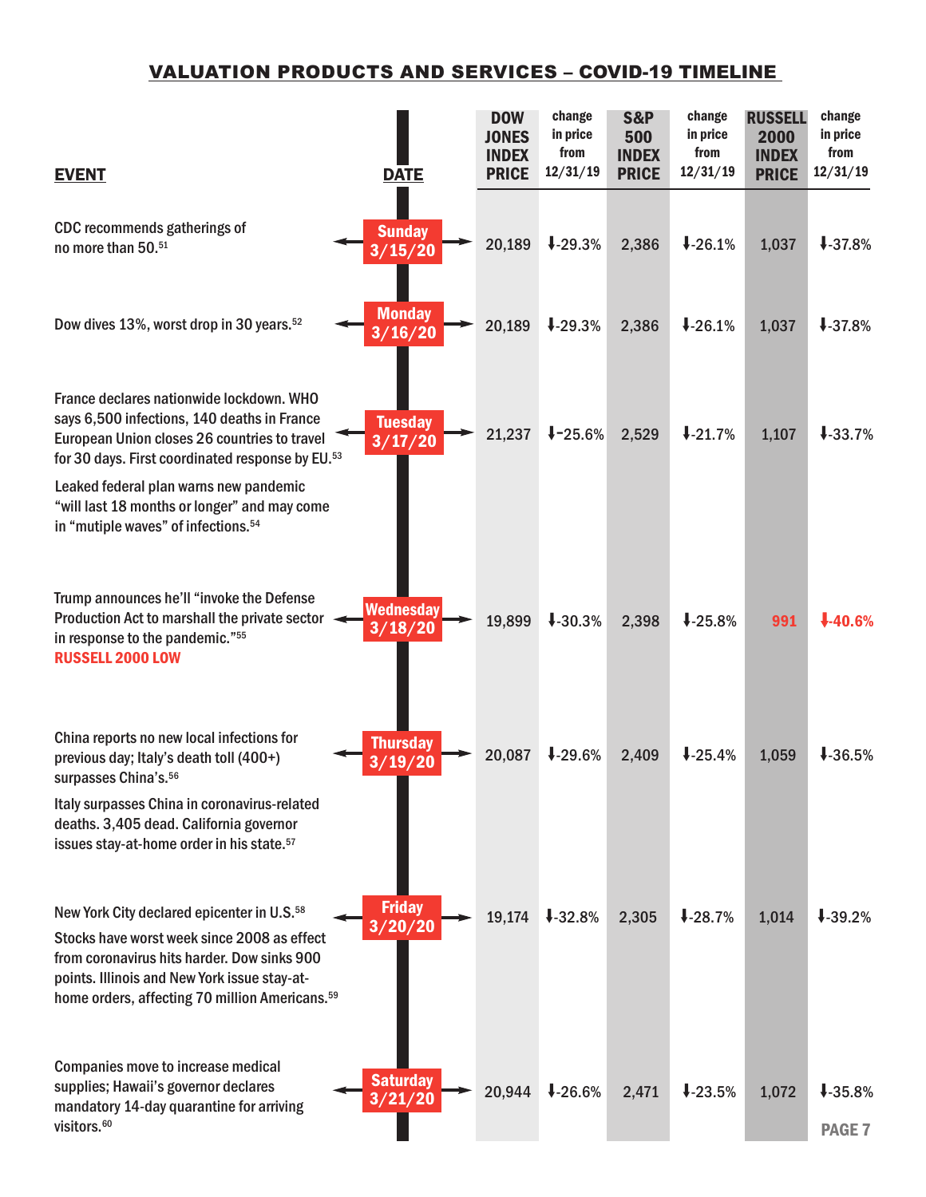## VALUATION PRODUCTS AND SERVICES – COVID-19 TIMELINE

| EVENT | DATE | DOW JONES INDEX PRICE | change in price from 12/31/19 | S&P 500 INDEX PRICE | change in price from 12/31/19 | RUSSELL 2000 INDEX PRICE | change in price from 12/31/19 |
|---|---|---|---|---|---|---|---|
| CDC recommends gatherings of no more than 50.[51] | Sunday 3/15/20 | 20,189 | ↓-29.3% | 2,386 | ↓-26.1% | 1,037 | ↓-37.8% |
| Dow dives 13%, worst drop in 30 years.[52] | Monday 3/16/20 | 20,189 | ↓-29.3% | 2,386 | ↓-26.1% | 1,037 | ↓-37.8% |
| France declares nationwide lockdown. WHO says 6,500 infections, 140 deaths in France European Union closes 26 countries to travel for 30 days. First coordinated response by EU.[53] Leaked federal plan warns new pandemic "will last 18 months or longer" and may come in "mutiple waves" of infections.[54] | Tuesday 3/17/20 | 21,237 | ↓-25.6% | 2,529 | ↓-21.7% | 1,107 | ↓-33.7% |
| Trump announces he'll "invoke the Defense Production Act to marshall the private sector in response to the pandemic."[55] **RUSSELL 2000 LOW** | Wednesday 3/18/20 | 19,899 | ↓-30.3% | 2,398 | ↓-25.8% | **991** | **↓-40.6%** |
| China reports no new local infections for previous day; Italy's death toll (400+) surpasses China's.[56] Italy surpasses China in coronavirus-related deaths. 3,405 dead. California governor issues stay-at-home order in his state.[57] | Thursday 3/19/20 | 20,087 | ↓-29.6% | 2,409 | ↓-25.4% | 1,059 | ↓-36.5% |
| New York City declared epicenter in U.S.[58] Stocks have worst week since 2008 as effect from coronavirus hits harder. Dow sinks 900 points. Illinois and New York issue stay-at-home orders, affecting 70 million Americans.[59] | Friday 3/20/20 | 19,174 | ↓-32.8% | 2,305 | ↓-28.7% | 1,014 | ↓-39.2% |
| Companies move to increase medical supplies; Hawaii's governor declares mandatory 14-day quarantine for arriving visitors.[60] | Saturday 3/21/20 | 20,944 | ↓-26.6% | 2,471 | ↓-23.5% | 1,072 | ↓-35.8% |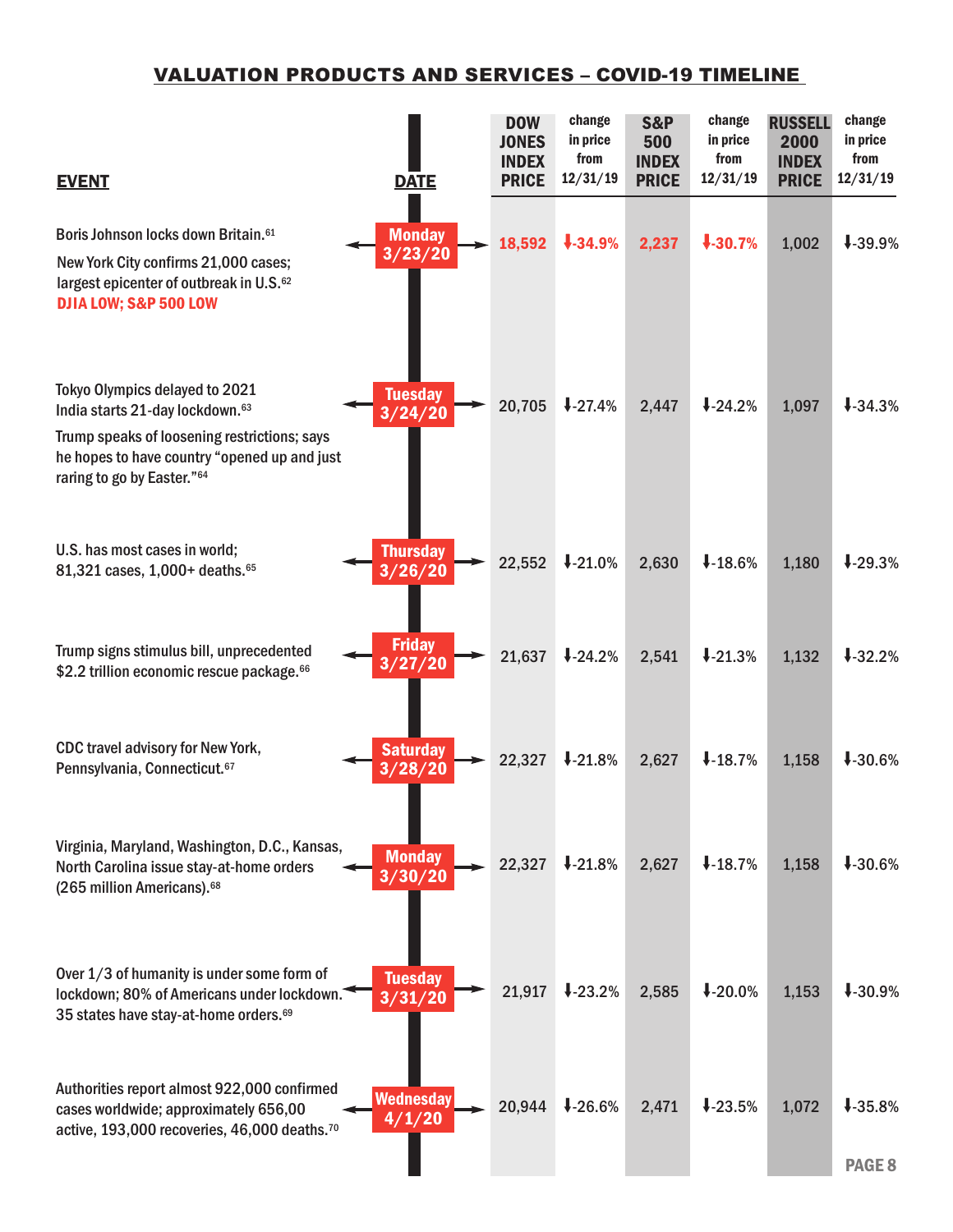## VALUATION PRODUCTS AND SERVICES – COVID-19 TIMELINE

| EVENT | DATE | DOW JONES INDEX PRICE | change in price from 12/31/19 | S&P 500 INDEX PRICE | change in price from 12/31/19 | RUSSELL 2000 INDEX PRICE | change in price from 12/31/19 |
|---|---|---|---|---|---|---|---|
| Boris Johnson locks down Britain.[61] New York City confirms 21,000 cases; largest epicenter of outbreak in U.S.[62] **DJIA LOW; S&P 500 LOW** | Monday 3/23/20 | **18,592** | **↓-34.9%** | **2,237** | **↓-30.7%** | 1,002 | ↓-39.9% |
| Tokyo Olympics delayed to 2021 India starts 21-day lockdown.[63] Trump speaks of loosening restrictions; says he hopes to have country "opened up and just raring to go by Easter."[64] | Tuesday 3/24/20 | 20,705 | ↓-27.4% | 2,447 | ↓-24.2% | 1,097 | ↓-34.3% |
| U.S. has most cases in world; 81,321 cases, 1,000+ deaths.[65] | Thursday 3/26/20 | 22,552 | ↓-21.0% | 2,630 | ↓-18.6% | 1,180 | ↓-29.3% |
| Trump signs stimulus bill, unprecedented $2.2 trillion economic rescue package.[66] | Friday 3/27/20 | 21,637 | ↓-24.2% | 2,541 | ↓-21.3% | 1,132 | ↓-32.2% |
| CDC travel advisory for New York, Pennsylvania, Connecticut.[67] | Saturday 3/28/20 | 22,327 | ↓-21.8% | 2,627 | ↓-18.7% | 1,158 | ↓-30.6% |
| Virginia, Maryland, Washington, D.C., Kansas, North Carolina issue stay-at-home orders (265 million Americans).[68] | Monday 3/30/20 | 22,327 | ↓-21.8% | 2,627 | ↓-18.7% | 1,158 | ↓-30.6% |
| Over 1/3 of humanity is under some form of lockdown; 80% of Americans under lockdown. 35 states have stay-at-home orders.[69] | Tuesday 3/31/20 | 21,917 | ↓-23.2% | 2,585 | ↓-20.0% | 1,153 | ↓-30.9% |
| Authorities report almost 922,000 confirmed cases worldwide; approximately 656,00 active, 193,000 recoveries, 46,000 deaths.[70] | Wednesday 4/1/20 | 20,944 | ↓-26.6% | 2,471 | ↓-23.5% | 1,072 | ↓-35.8% |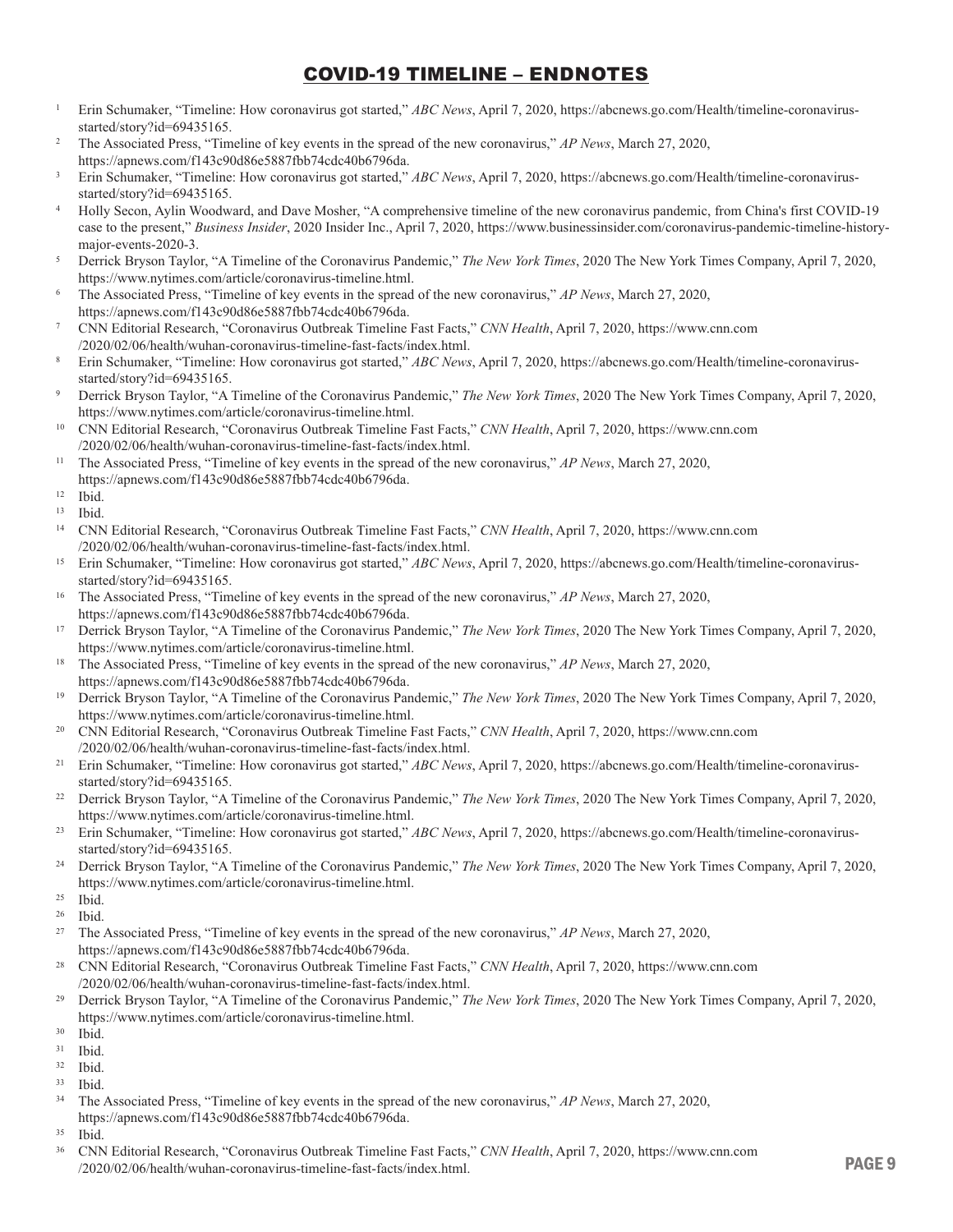# COVID-19 TIMELINE – ENDNOTES

[1] Erin Schumaker, "Timeline: How coronavirus got started," *ABC News*, April 7, 2020, https://abcnews.go.com/Health/timeline-coronavirus-started/story?id=69435165.

[2] The Associated Press, "Timeline of key events in the spread of the new coronavirus," *AP News*, March 27, 2020, https://apnews.com/f143c90d86e5887fbb74cdc40b6796da.

[3] Erin Schumaker, "Timeline: How coronavirus got started," *ABC News*, April 7, 2020, https://abcnews.go.com/Health/timeline-coronavirus-started/story?id=69435165.

[4] Holly Secon, Aylin Woodward, and Dave Mosher, "A comprehensive timeline of the new coronavirus pandemic, from China's first COVID-19 case to the present," *Business Insider*, 2020 Insider Inc., April 7, 2020, https://www.businessinsider.com/coronavirus-pandemic-timeline-history-major-events-2020-3.

[5] Derrick Bryson Taylor, "A Timeline of the Coronavirus Pandemic," *The New York Times*, 2020 The New York Times Company, April 7, 2020, https://www.nytimes.com/article/coronavirus-timeline.html.

[6] The Associated Press, "Timeline of key events in the spread of the new coronavirus," *AP News*, March 27, 2020, https://apnews.com/f143c90d86e5887fbb74cdc40b6796da.

[7] CNN Editorial Research, "Coronavirus Outbreak Timeline Fast Facts," *CNN Health*, April 7, 2020, https://www.cnn.com/2020/02/06/health/wuhan-coronavirus-timeline-fast-facts/index.html.

[8] Erin Schumaker, "Timeline: How coronavirus got started," *ABC News*, April 7, 2020, https://abcnews.go.com/Health/timeline-coronavirus-started/story?id=69435165.

[9] Derrick Bryson Taylor, "A Timeline of the Coronavirus Pandemic," *The New York Times*, 2020 The New York Times Company, April 7, 2020, https://www.nytimes.com/article/coronavirus-timeline.html.

[10] CNN Editorial Research, "Coronavirus Outbreak Timeline Fast Facts," *CNN Health*, April 7, 2020, https://www.cnn.com/2020/02/06/health/wuhan-coronavirus-timeline-fast-facts/index.html.

[11] The Associated Press, "Timeline of key events in the spread of the new coronavirus," *AP News*, March 27, 2020, https://apnews.com/f143c90d86e5887fbb74cdc40b6796da.

[12] Ibid.

[13] Ibid.

[14] CNN Editorial Research, "Coronavirus Outbreak Timeline Fast Facts," *CNN Health*, April 7, 2020, https://www.cnn.com/2020/02/06/health/wuhan-coronavirus-timeline-fast-facts/index.html.

[15] Erin Schumaker, "Timeline: How coronavirus got started," *ABC News*, April 7, 2020, https://abcnews.go.com/Health/timeline-coronavirus-started/story?id=69435165.

[16] The Associated Press, "Timeline of key events in the spread of the new coronavirus," *AP News*, March 27, 2020, https://apnews.com/f143c90d86e5887fbb74cdc40b6796da.

[17] Derrick Bryson Taylor, "A Timeline of the Coronavirus Pandemic," *The New York Times*, 2020 The New York Times Company, April 7, 2020, https://www.nytimes.com/article/coronavirus-timeline.html.

[18] The Associated Press, "Timeline of key events in the spread of the new coronavirus," *AP News*, March 27, 2020, https://apnews.com/f143c90d86e5887fbb74cdc40b6796da.

[19] Derrick Bryson Taylor, "A Timeline of the Coronavirus Pandemic," *The New York Times*, 2020 The New York Times Company, April 7, 2020, https://www.nytimes.com/article/coronavirus-timeline.html.

[20] CNN Editorial Research, "Coronavirus Outbreak Timeline Fast Facts," *CNN Health*, April 7, 2020, https://www.cnn.com/2020/02/06/health/wuhan-coronavirus-timeline-fast-facts/index.html.

[21] Erin Schumaker, "Timeline: How coronavirus got started," *ABC News*, April 7, 2020, https://abcnews.go.com/Health/timeline-coronavirus-started/story?id=69435165.

[22] Derrick Bryson Taylor, "A Timeline of the Coronavirus Pandemic," *The New York Times*, 2020 The New York Times Company, April 7, 2020, https://www.nytimes.com/article/coronavirus-timeline.html.

[23] Erin Schumaker, "Timeline: How coronavirus got started," *ABC News*, April 7, 2020, https://abcnews.go.com/Health/timeline-coronavirus-started/story?id=69435165.

[24] Derrick Bryson Taylor, "A Timeline of the Coronavirus Pandemic," *The New York Times*, 2020 The New York Times Company, April 7, 2020, https://www.nytimes.com/article/coronavirus-timeline.html.

[25] Ibid.

[26] Ibid.

[27] The Associated Press, "Timeline of key events in the spread of the new coronavirus," *AP News*, March 27, 2020, https://apnews.com/f143c90d86e5887fbb74cdc40b6796da.

[28] CNN Editorial Research, "Coronavirus Outbreak Timeline Fast Facts," *CNN Health*, April 7, 2020, https://www.cnn.com/2020/02/06/health/wuhan-coronavirus-timeline-fast-facts/index.html.

[29] Derrick Bryson Taylor, "A Timeline of the Coronavirus Pandemic," *The New York Times*, 2020 The New York Times Company, April 7, 2020, https://www.nytimes.com/article/coronavirus-timeline.html.

[30] Ibid.

[31] Ibid.

[32] Ibid.

[33] Ibid.

[34] The Associated Press, "Timeline of key events in the spread of the new coronavirus," *AP News*, March 27, 2020, https://apnews.com/f143c90d86e5887fbb74cdc40b6796da.

[35] Ibid.

[36] CNN Editorial Research, "Coronavirus Outbreak Timeline Fast Facts," *CNN Health*, April 7, 2020, https://www.cnn.com/2020/02/06/health/wuhan-coronavirus-timeline-fast-facts/index.html.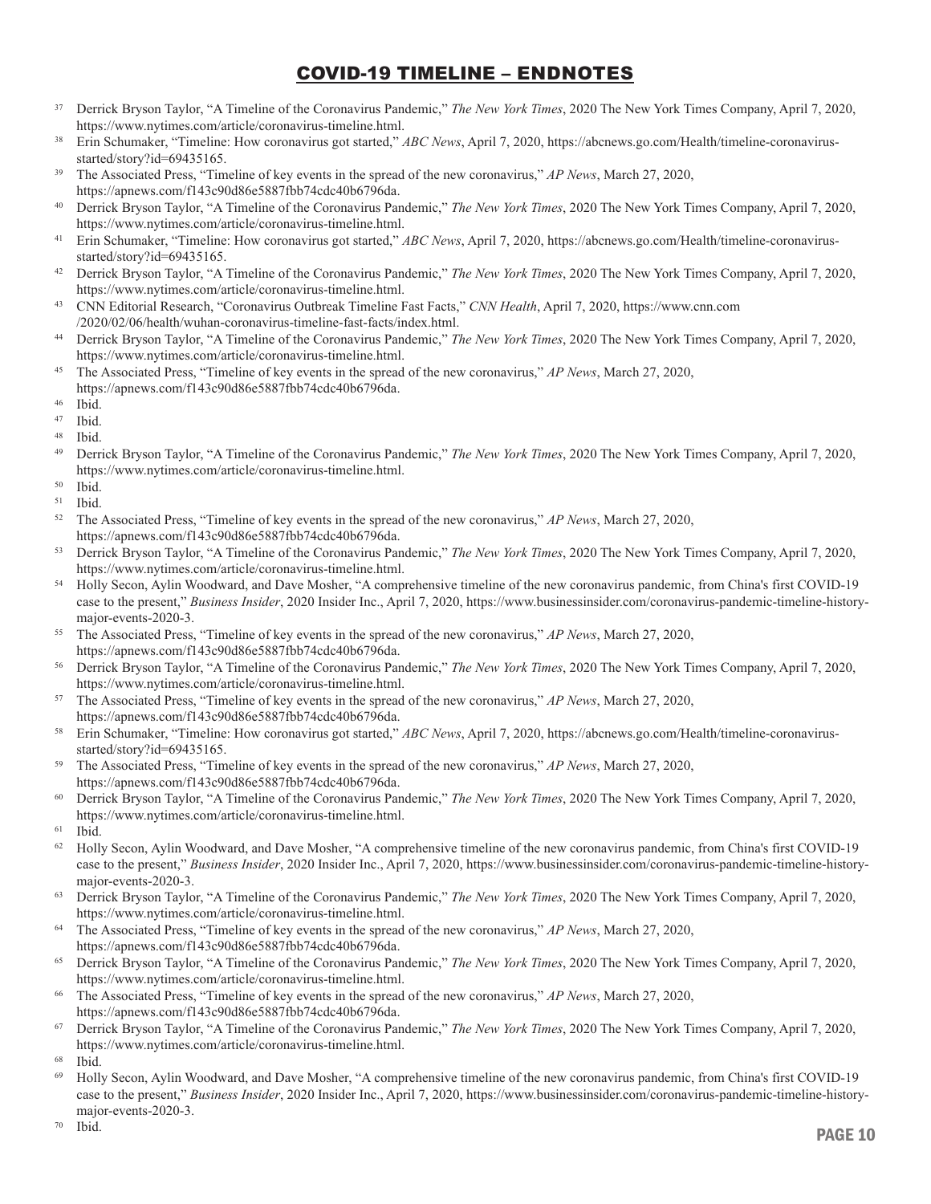# COVID-19 TIMELINE – ENDNOTES

[37] Derrick Bryson Taylor, "A Timeline of the Coronavirus Pandemic," *The New York Times*, 2020 The New York Times Company, April 7, 2020, https://www.nytimes.com/article/coronavirus-timeline.html.

[38] Erin Schumaker, "Timeline: How coronavirus got started," *ABC News*, April 7, 2020, https://abcnews.go.com/Health/timeline-coronavirus-started/story?id=69435165.

[39] The Associated Press, "Timeline of key events in the spread of the new coronavirus," *AP News*, March 27, 2020, https://apnews.com/f143c90d86e5887fbb74cdc40b6796da.

[40] Derrick Bryson Taylor, "A Timeline of the Coronavirus Pandemic," *The New York Times*, 2020 The New York Times Company, April 7, 2020, https://www.nytimes.com/article/coronavirus-timeline.html.

[41] Erin Schumaker, "Timeline: How coronavirus got started," *ABC News*, April 7, 2020, https://abcnews.go.com/Health/timeline-coronavirus-started/story?id=69435165.

[42] Derrick Bryson Taylor, "A Timeline of the Coronavirus Pandemic," *The New York Times*, 2020 The New York Times Company, April 7, 2020, https://www.nytimes.com/article/coronavirus-timeline.html.

[43] CNN Editorial Research, "Coronavirus Outbreak Timeline Fast Facts," *CNN Health*, April 7, 2020, https://www.cnn.com /2020/02/06/health/wuhan-coronavirus-timeline-fast-facts/index.html.

[44] Derrick Bryson Taylor, "A Timeline of the Coronavirus Pandemic," *The New York Times*, 2020 The New York Times Company, April 7, 2020, https://www.nytimes.com/article/coronavirus-timeline.html.

[45] The Associated Press, "Timeline of key events in the spread of the new coronavirus," *AP News*, March 27, 2020, https://apnews.com/f143c90d86e5887fbb74cdc40b6796da.

[46] Ibid.

[47] Ibid.

[48] Ibid.

[49] Derrick Bryson Taylor, "A Timeline of the Coronavirus Pandemic," *The New York Times*, 2020 The New York Times Company, April 7, 2020, https://www.nytimes.com/article/coronavirus-timeline.html.

[50] Ibid.

[51] Ibid.

[52] The Associated Press, "Timeline of key events in the spread of the new coronavirus," *AP News*, March 27, 2020, https://apnews.com/f143c90d86e5887fbb74cdc40b6796da.

[53] Derrick Bryson Taylor, "A Timeline of the Coronavirus Pandemic," *The New York Times*, 2020 The New York Times Company, April 7, 2020, https://www.nytimes.com/article/coronavirus-timeline.html.

[54] Holly Secon, Aylin Woodward, and Dave Mosher, "A comprehensive timeline of the new coronavirus pandemic, from China's first COVID-19 case to the present," *Business Insider*, 2020 Insider Inc., April 7, 2020, https://www.businessinsider.com/coronavirus-pandemic-timeline-history-major-events-2020-3.

[55] The Associated Press, "Timeline of key events in the spread of the new coronavirus," *AP News*, March 27, 2020, https://apnews.com/f143c90d86e5887fbb74cdc40b6796da.

[56] Derrick Bryson Taylor, "A Timeline of the Coronavirus Pandemic," *The New York Times*, 2020 The New York Times Company, April 7, 2020, https://www.nytimes.com/article/coronavirus-timeline.html.

[57] The Associated Press, "Timeline of key events in the spread of the new coronavirus," *AP News*, March 27, 2020, https://apnews.com/f143c90d86e5887fbb74cdc40b6796da.

[58] Erin Schumaker, "Timeline: How coronavirus got started," *ABC News*, April 7, 2020, https://abcnews.go.com/Health/timeline-coronavirus-started/story?id=69435165.

[59] The Associated Press, "Timeline of key events in the spread of the new coronavirus," *AP News*, March 27, 2020, https://apnews.com/f143c90d86e5887fbb74cdc40b6796da.

[60] Derrick Bryson Taylor, "A Timeline of the Coronavirus Pandemic," *The New York Times*, 2020 The New York Times Company, April 7, 2020, https://www.nytimes.com/article/coronavirus-timeline.html.

[61] Ibid.

[62] Holly Secon, Aylin Woodward, and Dave Mosher, "A comprehensive timeline of the new coronavirus pandemic, from China's first COVID-19 case to the present," *Business Insider*, 2020 Insider Inc., April 7, 2020, https://www.businessinsider.com/coronavirus-pandemic-timeline-history-major-events-2020-3.

[63] Derrick Bryson Taylor, "A Timeline of the Coronavirus Pandemic," *The New York Times*, 2020 The New York Times Company, April 7, 2020, https://www.nytimes.com/article/coronavirus-timeline.html.

[64] The Associated Press, "Timeline of key events in the spread of the new coronavirus," *AP News*, March 27, 2020, https://apnews.com/f143c90d86e5887fbb74cdc40b6796da.

[65] Derrick Bryson Taylor, "A Timeline of the Coronavirus Pandemic," *The New York Times*, 2020 The New York Times Company, April 7, 2020, https://www.nytimes.com/article/coronavirus-timeline.html.

[66] The Associated Press, "Timeline of key events in the spread of the new coronavirus," *AP News*, March 27, 2020, https://apnews.com/f143c90d86e5887fbb74cdc40b6796da.

[67] Derrick Bryson Taylor, "A Timeline of the Coronavirus Pandemic," *The New York Times*, 2020 The New York Times Company, April 7, 2020, https://www.nytimes.com/article/coronavirus-timeline.html.

[68] Ibid.

[69] Holly Secon, Aylin Woodward, and Dave Mosher, "A comprehensive timeline of the new coronavirus pandemic, from China's first COVID-19 case to the present," *Business Insider*, 2020 Insider Inc., April 7, 2020, https://www.businessinsider.com/coronavirus-pandemic-timeline-history-major-events-2020-3.

[70] Ibid.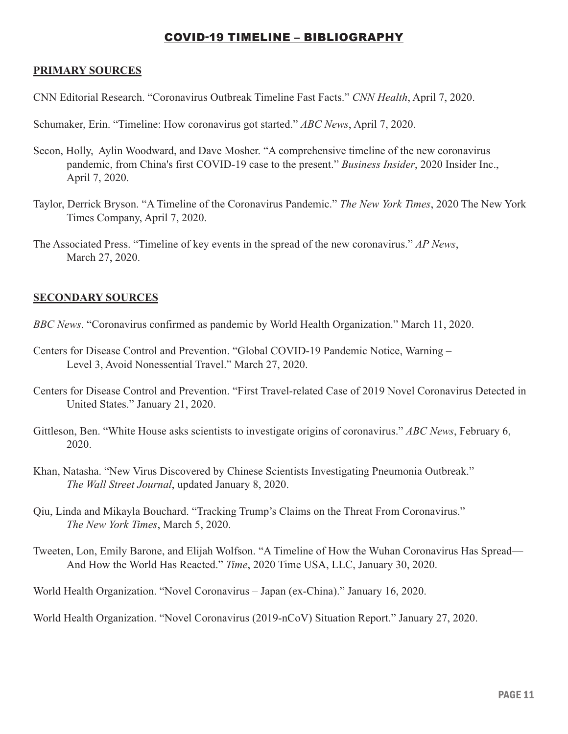# COVID-19 TIMELINE – BIBLIOGRAPHY

**PRIMARY SOURCES**

CNN Editorial Research. "Coronavirus Outbreak Timeline Fast Facts." *CNN Health*, April 7, 2020.

Schumaker, Erin. "Timeline: How coronavirus got started." *ABC News*, April 7, 2020.

Secon, Holly, Aylin Woodward, and Dave Mosher. "A comprehensive timeline of the new coronavirus pandemic, from China's first COVID-19 case to the present." *Business Insider*, 2020 Insider Inc., April 7, 2020.

Taylor, Derrick Bryson. "A Timeline of the Coronavirus Pandemic." *The New York Times*, 2020 The New York Times Company, April 7, 2020.

The Associated Press. "Timeline of key events in the spread of the new coronavirus." *AP News*, March 27, 2020.

**SECONDARY SOURCES**

*BBC News*. "Coronavirus confirmed as pandemic by World Health Organization." March 11, 2020.

Centers for Disease Control and Prevention. "Global COVID-19 Pandemic Notice, Warning – Level 3, Avoid Nonessential Travel." March 27, 2020.

Centers for Disease Control and Prevention. "First Travel-related Case of 2019 Novel Coronavirus Detected in United States." January 21, 2020.

Gittleson, Ben. "White House asks scientists to investigate origins of coronavirus." *ABC News*, February 6, 2020.

Khan, Natasha. "New Virus Discovered by Chinese Scientists Investigating Pneumonia Outbreak." *The Wall Street Journal*, updated January 8, 2020.

Qiu, Linda and Mikayla Bouchard. "Tracking Trump's Claims on the Threat From Coronavirus." *The New York Times*, March 5, 2020.

Tweeten, Lon, Emily Barone, and Elijah Wolfson. "A Timeline of How the Wuhan Coronavirus Has Spread—And How the World Has Reacted." *Time*, 2020 Time USA, LLC, January 30, 2020.

World Health Organization. "Novel Coronavirus – Japan (ex-China)." January 16, 2020.

World Health Organization. "Novel Coronavirus (2019-nCoV) Situation Report." January 27, 2020.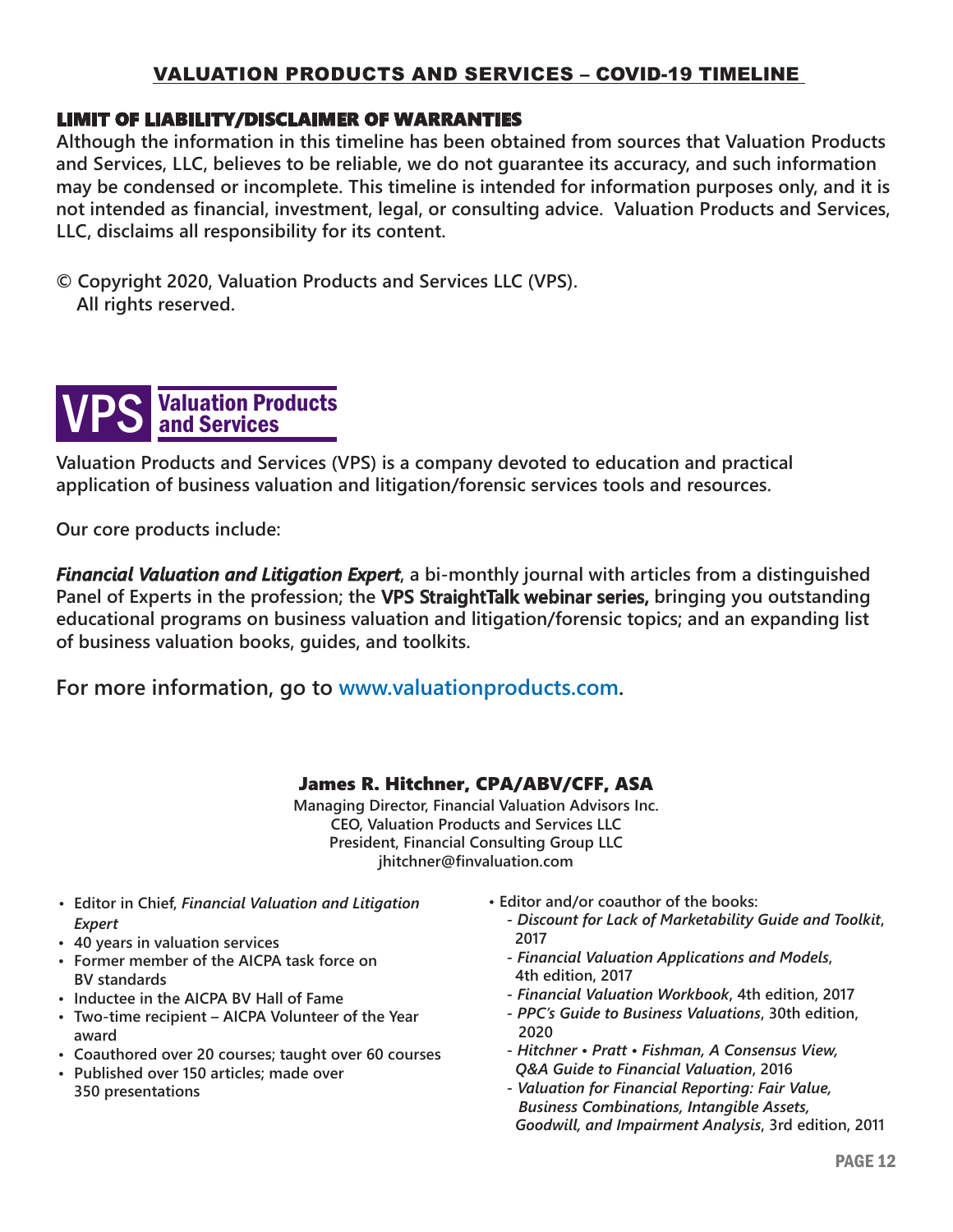## VALUATION PRODUCTS AND SERVICES – COVID-19 TIMELINE

### LIMIT OF LIABILITY/DISCLAIMER OF WARRANTIES

**Although the information in this timeline has been obtained from sources that Valuation Products and Services, LLC, believes to be reliable, we do not guarantee its accuracy, and such information may be condensed or incomplete. This timeline is intended for information purposes only, and it is not intended as financial, investment, legal, or consulting advice. Valuation Products and Services, LLC, disclaims all responsibility for its content.**

**© Copyright 2020, Valuation Products and Services LLC (VPS). All rights reserved.**

**VPS Valuation Products and Services**

**Valuation Products and Services (VPS) is a company devoted to education and practical application of business valuation and litigation/forensic services tools and resources.**

**Our core products include:**

***Financial Valuation and Litigation Expert*, a bi-monthly journal with articles from a distinguished Panel of Experts in the profession; the VPS StraightTalk webinar series, bringing you outstanding educational programs on business valuation and litigation/forensic topics; and an expanding list of business valuation books, guides, and toolkits.**

**For more information, go to www.valuationproducts.com.**

### James R. Hitchner, CPA/ABV/CFF, ASA

**Managing Director, Financial Valuation Advisors Inc.**
**CEO, Valuation Products and Services LLC**
**President, Financial Consulting Group LLC**
**jhitchner@finvaluation.com**

- Editor in Chief, *Financial Valuation and Litigation Expert*
- 40 years in valuation services
- Former member of the AICPA task force on BV standards
- Inductee in the AICPA BV Hall of Fame
- Two-time recipient – AICPA Volunteer of the Year award
- Coauthored over 20 courses; taught over 60 courses
- Published over 150 articles; made over 350 presentations
- Editor and/or coauthor of the books:
  - *Discount for Lack of Marketability Guide and Toolkit*, 2017
  - *Financial Valuation Applications and Models*, 4th edition, 2017
  - *Financial Valuation Workbook*, 4th edition, 2017
  - *PPC's Guide to Business Valuations*, 30th edition, 2020
  - *Hitchner • Pratt • Fishman, A Consensus View, Q&A Guide to Financial Valuation*, 2016
  - *Valuation for Financial Reporting: Fair Value, Business Combinations, Intangible Assets, Goodwill, and Impairment Analysis*, 3rd edition, 2011